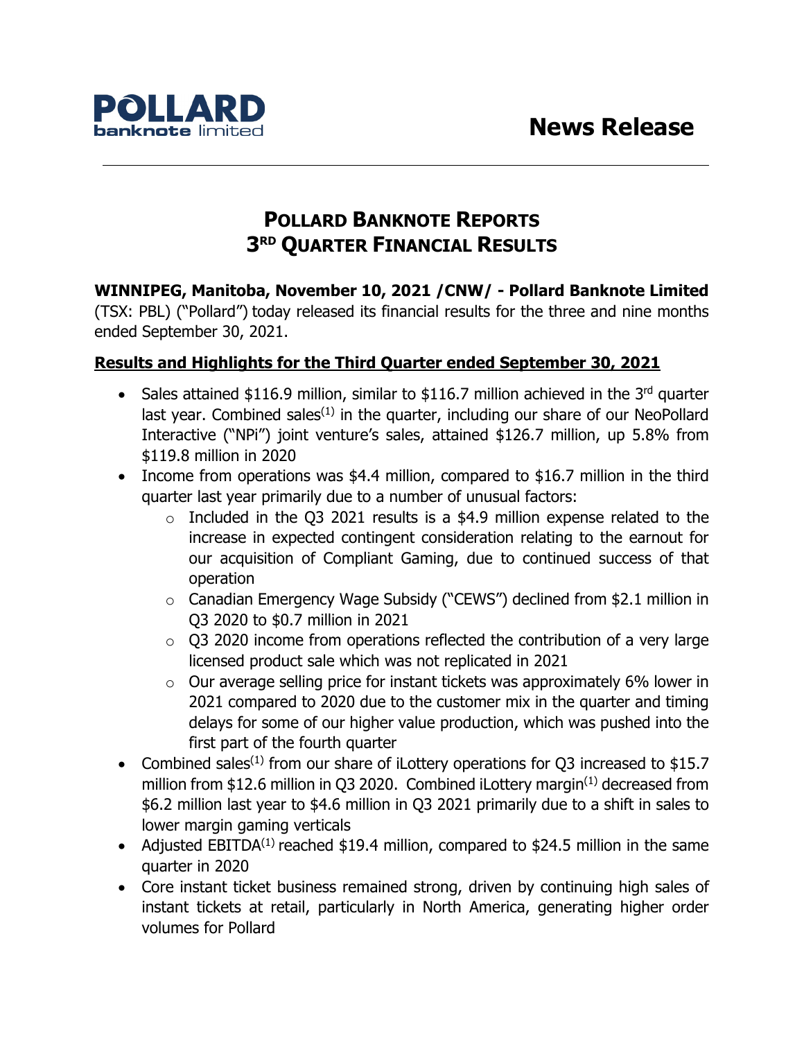# News Release

## POLLARD BANKNOTE REPORTS 3RD QUARTER FINANCIAL RESULTS

**WINNIPEG, Manitoba, November 10, 2021 /CNW/ - Pollard Banknote Limited** (TSX: PBL) ("Pollard") today released its financial results for the three and nine months ended September 30, 2021.

**Results and Highlights for the Third Quarter ended September 30, 2021**

- Sales attained $116.9 million, similar to $116.7 million achieved in the 3rd quarter last year. Combined sales[(1)] in the quarter, including our share of our NeoPollard Interactive ("NPi") joint venture's sales, attained $126.7 million, up 5.8% from $119.8 million in 2020
- Income from operations was $4.4 million, compared to $16.7 million in the third quarter last year primarily due to a number of unusual factors:
  - Included in the Q3 2021 results is a $4.9 million expense related to the increase in expected contingent consideration relating to the earnout for our acquisition of Compliant Gaming, due to continued success of that operation
  - Canadian Emergency Wage Subsidy ("CEWS") declined from $2.1 million in Q3 2020 to $0.7 million in 2021
  - Q3 2020 income from operations reflected the contribution of a very large licensed product sale which was not replicated in 2021
  - Our average selling price for instant tickets was approximately 6% lower in 2021 compared to 2020 due to the customer mix in the quarter and timing delays for some of our higher value production, which was pushed into the first part of the fourth quarter
- Combined sales[(1)] from our share of iLottery operations for Q3 increased to $15.7 million from $12.6 million in Q3 2020. Combined iLottery margin[(1)] decreased from $6.2 million last year to $4.6 million in Q3 2021 primarily due to a shift in sales to lower margin gaming verticals
- Adjusted EBITDA[(1)] reached $19.4 million, compared to $24.5 million in the same quarter in 2020
- Core instant ticket business remained strong, driven by continuing high sales of instant tickets at retail, particularly in North America, generating higher order volumes for Pollard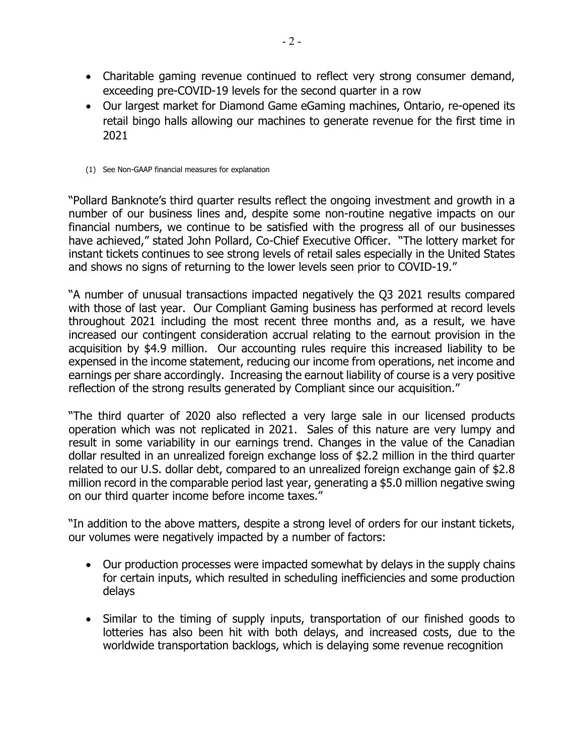- Charitable gaming revenue continued to reflect very strong consumer demand, exceeding pre-COVID-19 levels for the second quarter in a row
- Our largest market for Diamond Game eGaming machines, Ontario, re-opened its retail bingo halls allowing our machines to generate revenue for the first time in 2021

(1) See Non-GAAP financial measures for explanation

"Pollard Banknote's third quarter results reflect the ongoing investment and growth in a number of our business lines and, despite some non-routine negative impacts on our financial numbers, we continue to be satisfied with the progress all of our businesses have achieved," stated John Pollard, Co-Chief Executive Officer. "The lottery market for instant tickets continues to see strong levels of retail sales especially in the United States and shows no signs of returning to the lower levels seen prior to COVID-19."

"A number of unusual transactions impacted negatively the Q3 2021 results compared with those of last year. Our Compliant Gaming business has performed at record levels throughout 2021 including the most recent three months and, as a result, we have increased our contingent consideration accrual relating to the earnout provision in the acquisition by $4.9 million. Our accounting rules require this increased liability to be expensed in the income statement, reducing our income from operations, net income and earnings per share accordingly. Increasing the earnout liability of course is a very positive reflection of the strong results generated by Compliant since our acquisition."

"The third quarter of 2020 also reflected a very large sale in our licensed products operation which was not replicated in 2021. Sales of this nature are very lumpy and result in some variability in our earnings trend. Changes in the value of the Canadian dollar resulted in an unrealized foreign exchange loss of $2.2 million in the third quarter related to our U.S. dollar debt, compared to an unrealized foreign exchange gain of $2.8 million record in the comparable period last year, generating a $5.0 million negative swing on our third quarter income before income taxes."

"In addition to the above matters, despite a strong level of orders for our instant tickets, our volumes were negatively impacted by a number of factors:

- Our production processes were impacted somewhat by delays in the supply chains for certain inputs, which resulted in scheduling inefficiencies and some production delays
- Similar to the timing of supply inputs, transportation of our finished goods to lotteries has also been hit with both delays, and increased costs, due to the worldwide transportation backlogs, which is delaying some revenue recognition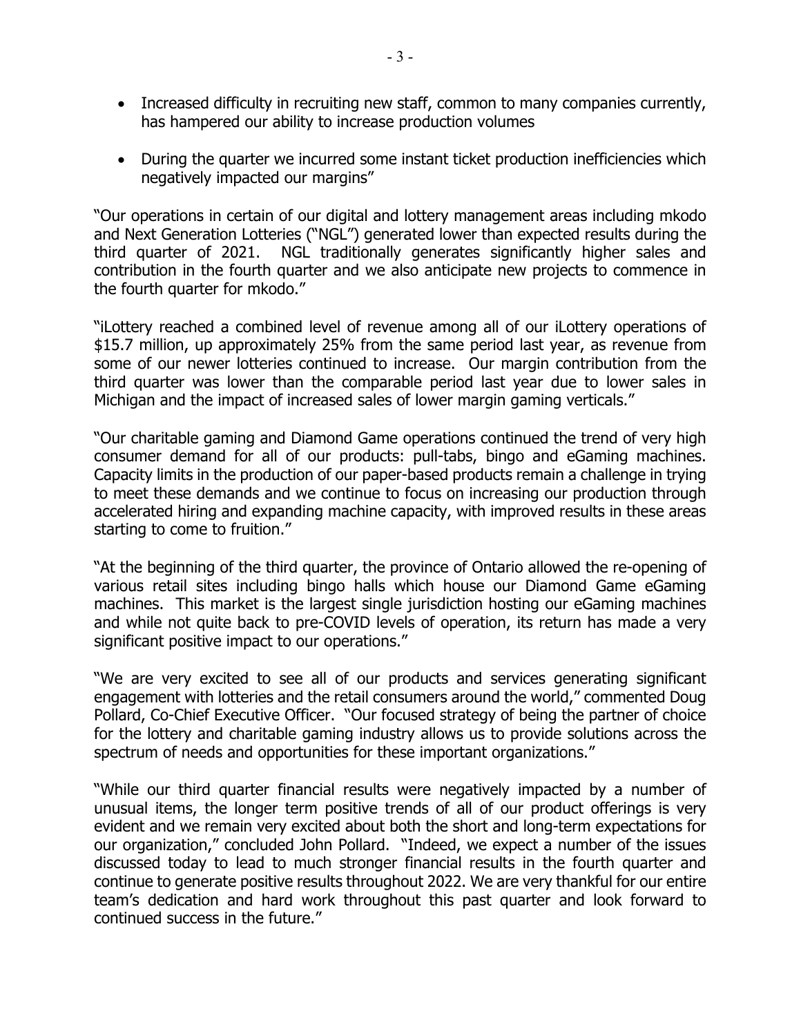- Increased difficulty in recruiting new staff, common to many companies currently, has hampered our ability to increase production volumes

- During the quarter we incurred some instant ticket production inefficiencies which negatively impacted our margins"

"Our operations in certain of our digital and lottery management areas including mkodo and Next Generation Lotteries ("NGL") generated lower than expected results during the third quarter of 2021. NGL traditionally generates significantly higher sales and contribution in the fourth quarter and we also anticipate new projects to commence in the fourth quarter for mkodo."

"iLottery reached a combined level of revenue among all of our iLottery operations of $15.7 million, up approximately 25% from the same period last year, as revenue from some of our newer lotteries continued to increase. Our margin contribution from the third quarter was lower than the comparable period last year due to lower sales in Michigan and the impact of increased sales of lower margin gaming verticals."

"Our charitable gaming and Diamond Game operations continued the trend of very high consumer demand for all of our products: pull-tabs, bingo and eGaming machines. Capacity limits in the production of our paper-based products remain a challenge in trying to meet these demands and we continue to focus on increasing our production through accelerated hiring and expanding machine capacity, with improved results in these areas starting to come to fruition."

"At the beginning of the third quarter, the province of Ontario allowed the re-opening of various retail sites including bingo halls which house our Diamond Game eGaming machines. This market is the largest single jurisdiction hosting our eGaming machines and while not quite back to pre-COVID levels of operation, its return has made a very significant positive impact to our operations."

"We are very excited to see all of our products and services generating significant engagement with lotteries and the retail consumers around the world," commented Doug Pollard, Co-Chief Executive Officer. "Our focused strategy of being the partner of choice for the lottery and charitable gaming industry allows us to provide solutions across the spectrum of needs and opportunities for these important organizations."

"While our third quarter financial results were negatively impacted by a number of unusual items, the longer term positive trends of all of our product offerings is very evident and we remain very excited about both the short and long-term expectations for our organization," concluded John Pollard. "Indeed, we expect a number of the issues discussed today to lead to much stronger financial results in the fourth quarter and continue to generate positive results throughout 2022. We are very thankful for our entire team's dedication and hard work throughout this past quarter and look forward to continued success in the future."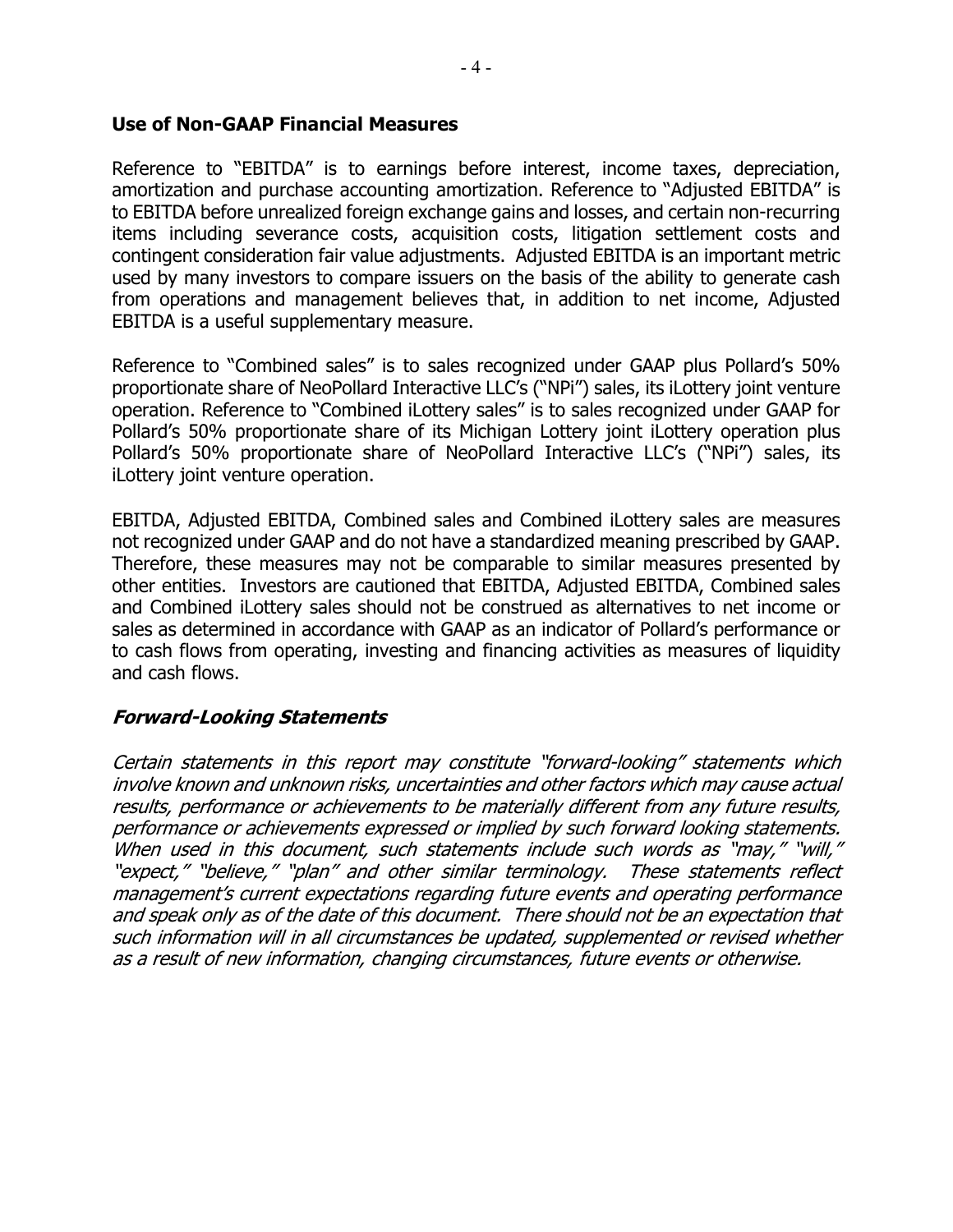## Use of Non-GAAP Financial Measures

Reference to "EBITDA" is to earnings before interest, income taxes, depreciation, amortization and purchase accounting amortization. Reference to "Adjusted EBITDA" is to EBITDA before unrealized foreign exchange gains and losses, and certain non-recurring items including severance costs, acquisition costs, litigation settlement costs and contingent consideration fair value adjustments. Adjusted EBITDA is an important metric used by many investors to compare issuers on the basis of the ability to generate cash from operations and management believes that, in addition to net income, Adjusted EBITDA is a useful supplementary measure.

Reference to "Combined sales" is to sales recognized under GAAP plus Pollard's 50% proportionate share of NeoPollard Interactive LLC's ("NPi") sales, its iLottery joint venture operation. Reference to "Combined iLottery sales" is to sales recognized under GAAP for Pollard's 50% proportionate share of its Michigan Lottery joint iLottery operation plus Pollard's 50% proportionate share of NeoPollard Interactive LLC's ("NPi") sales, its iLottery joint venture operation.

EBITDA, Adjusted EBITDA, Combined sales and Combined iLottery sales are measures not recognized under GAAP and do not have a standardized meaning prescribed by GAAP. Therefore, these measures may not be comparable to similar measures presented by other entities. Investors are cautioned that EBITDA, Adjusted EBITDA, Combined sales and Combined iLottery sales should not be construed as alternatives to net income or sales as determined in accordance with GAAP as an indicator of Pollard's performance or to cash flows from operating, investing and financing activities as measures of liquidity and cash flows.

## *Forward-Looking Statements*

*Certain statements in this report may constitute "forward-looking" statements which involve known and unknown risks, uncertainties and other factors which may cause actual results, performance or achievements to be materially different from any future results, performance or achievements expressed or implied by such forward looking statements. When used in this document, such statements include such words as "may," "will," "expect," "believe," "plan" and other similar terminology. These statements reflect management's current expectations regarding future events and operating performance and speak only as of the date of this document. There should not be an expectation that such information will in all circumstances be updated, supplemented or revised whether as a result of new information, changing circumstances, future events or otherwise.*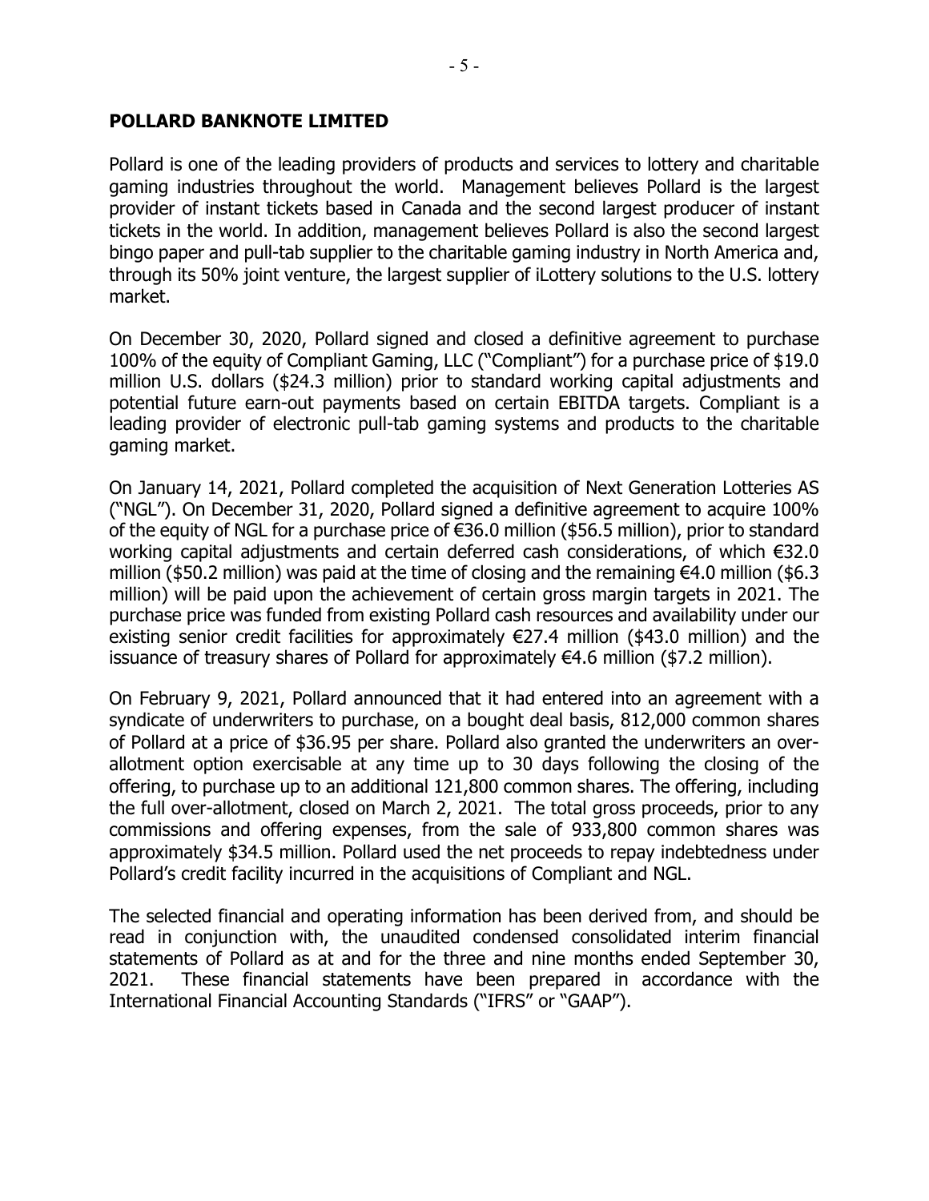## POLLARD BANKNOTE LIMITED

Pollard is one of the leading providers of products and services to lottery and charitable gaming industries throughout the world. Management believes Pollard is the largest provider of instant tickets based in Canada and the second largest producer of instant tickets in the world. In addition, management believes Pollard is also the second largest bingo paper and pull-tab supplier to the charitable gaming industry in North America and, through its 50% joint venture, the largest supplier of iLottery solutions to the U.S. lottery market.

On December 30, 2020, Pollard signed and closed a definitive agreement to purchase 100% of the equity of Compliant Gaming, LLC ("Compliant") for a purchase price of $19.0 million U.S. dollars ($24.3 million) prior to standard working capital adjustments and potential future earn-out payments based on certain EBITDA targets. Compliant is a leading provider of electronic pull-tab gaming systems and products to the charitable gaming market.

On January 14, 2021, Pollard completed the acquisition of Next Generation Lotteries AS ("NGL"). On December 31, 2020, Pollard signed a definitive agreement to acquire 100% of the equity of NGL for a purchase price of €36.0 million ($56.5 million), prior to standard working capital adjustments and certain deferred cash considerations, of which €32.0 million ($50.2 million) was paid at the time of closing and the remaining €4.0 million ($6.3 million) will be paid upon the achievement of certain gross margin targets in 2021. The purchase price was funded from existing Pollard cash resources and availability under our existing senior credit facilities for approximately €27.4 million ($43.0 million) and the issuance of treasury shares of Pollard for approximately €4.6 million ($7.2 million).

On February 9, 2021, Pollard announced that it had entered into an agreement with a syndicate of underwriters to purchase, on a bought deal basis, 812,000 common shares of Pollard at a price of $36.95 per share. Pollard also granted the underwriters an over-allotment option exercisable at any time up to 30 days following the closing of the offering, to purchase up to an additional 121,800 common shares. The offering, including the full over-allotment, closed on March 2, 2021. The total gross proceeds, prior to any commissions and offering expenses, from the sale of 933,800 common shares was approximately $34.5 million. Pollard used the net proceeds to repay indebtedness under Pollard's credit facility incurred in the acquisitions of Compliant and NGL.

The selected financial and operating information has been derived from, and should be read in conjunction with, the unaudited condensed consolidated interim financial statements of Pollard as at and for the three and nine months ended September 30, 2021. These financial statements have been prepared in accordance with the International Financial Accounting Standards ("IFRS" or "GAAP").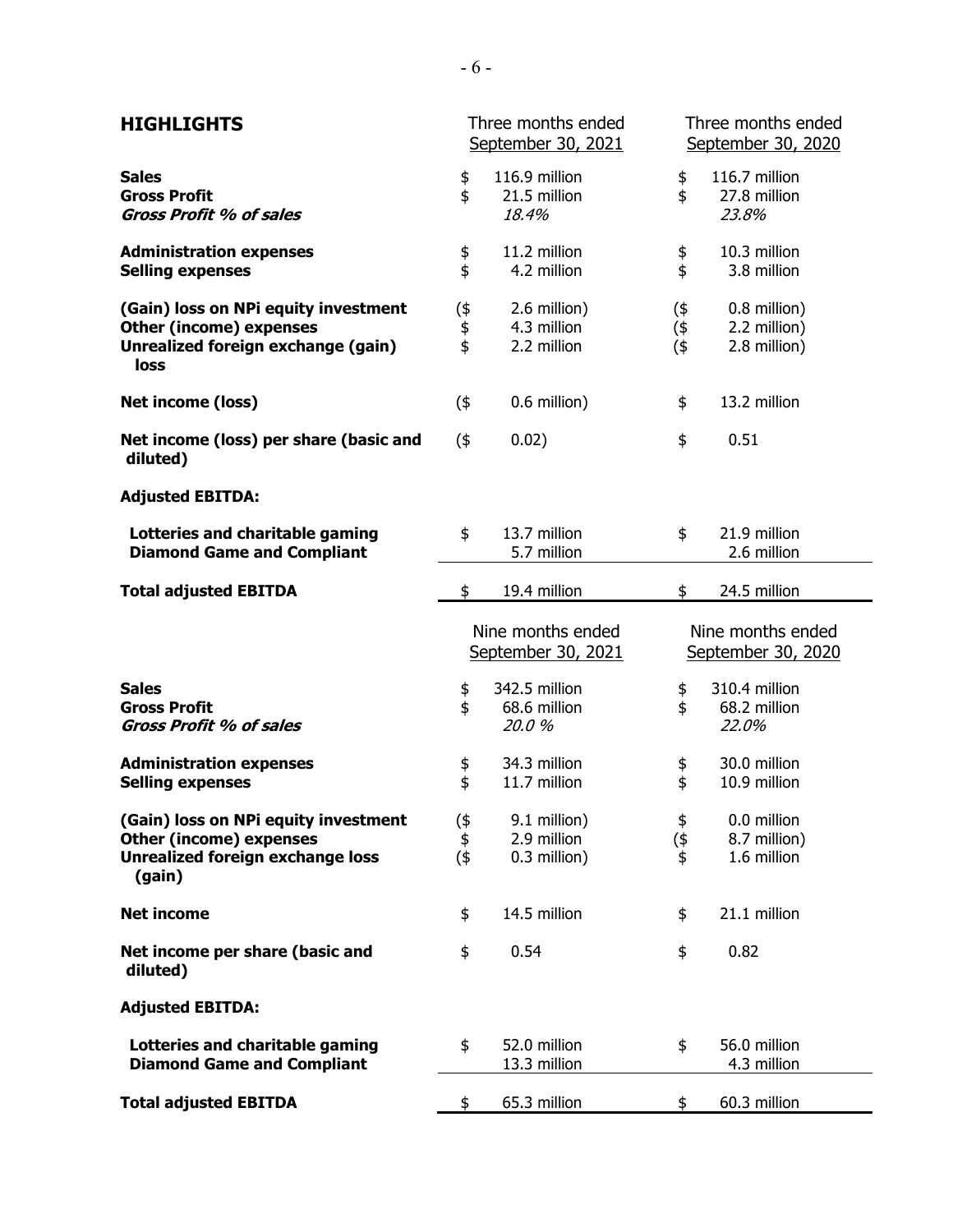## HIGHLIGHTS

| | Three months ended September 30, 2021 | Three months ended September 30, 2020 |
|---|---|---|
| **Sales** | $ 116.9 million | $ 116.7 million |
| **Gross Profit** | $ 21.5 million | $ 27.8 million |
| ***Gross Profit % of sales*** | *18.4%* | *23.8%* |
| **Administration expenses** | $ 11.2 million | $ 10.3 million |
| **Selling expenses** | $ 4.2 million | $ 3.8 million |
| **(Gain) loss on NPi equity investment** | ($ 2.6 million) | ($ 0.8 million) |
| **Other (income) expenses** | $ 4.3 million | ($ 2.2 million) |
| **Unrealized foreign exchange (gain) loss** | $ 2.2 million | ($ 2.8 million) |
| **Net income (loss)** | ($ 0.6 million) | $ 13.2 million |
| **Net income (loss) per share (basic and diluted)** | ($ 0.02) | $ 0.51 |
| **Adjusted EBITDA:** | | |
| **Lotteries and charitable gaming** | $ 13.7 million | $ 21.9 million |
| **Diamond Game and Compliant** | 5.7 million | 2.6 million |
| **Total adjusted EBITDA** | $ 19.4 million | $ 24.5 million |

| | Nine months ended September 30, 2021 | Nine months ended September 30, 2020 |
|---|---|---|
| **Sales** | $ 342.5 million | $ 310.4 million |
| **Gross Profit** | $ 68.6 million | $ 68.2 million |
| ***Gross Profit % of sales*** | *20.0 %* | *22.0%* |
| **Administration expenses** | $ 34.3 million | $ 30.0 million |
| **Selling expenses** | $ 11.7 million | $ 10.9 million |
| **(Gain) loss on NPi equity investment** | ($ 9.1 million) | $ 0.0 million |
| **Other (income) expenses** | $ 2.9 million | ($ 8.7 million) |
| **Unrealized foreign exchange loss (gain)** | ($ 0.3 million) | $ 1.6 million |
| **Net income** | $ 14.5 million | $ 21.1 million |
| **Net income per share (basic and diluted)** | $ 0.54 | $ 0.82 |
| **Adjusted EBITDA:** | | |
| **Lotteries and charitable gaming** | $ 52.0 million | $ 56.0 million |
| **Diamond Game and Compliant** | 13.3 million | 4.3 million |
| **Total adjusted EBITDA** | $ 65.3 million | $ 60.3 million |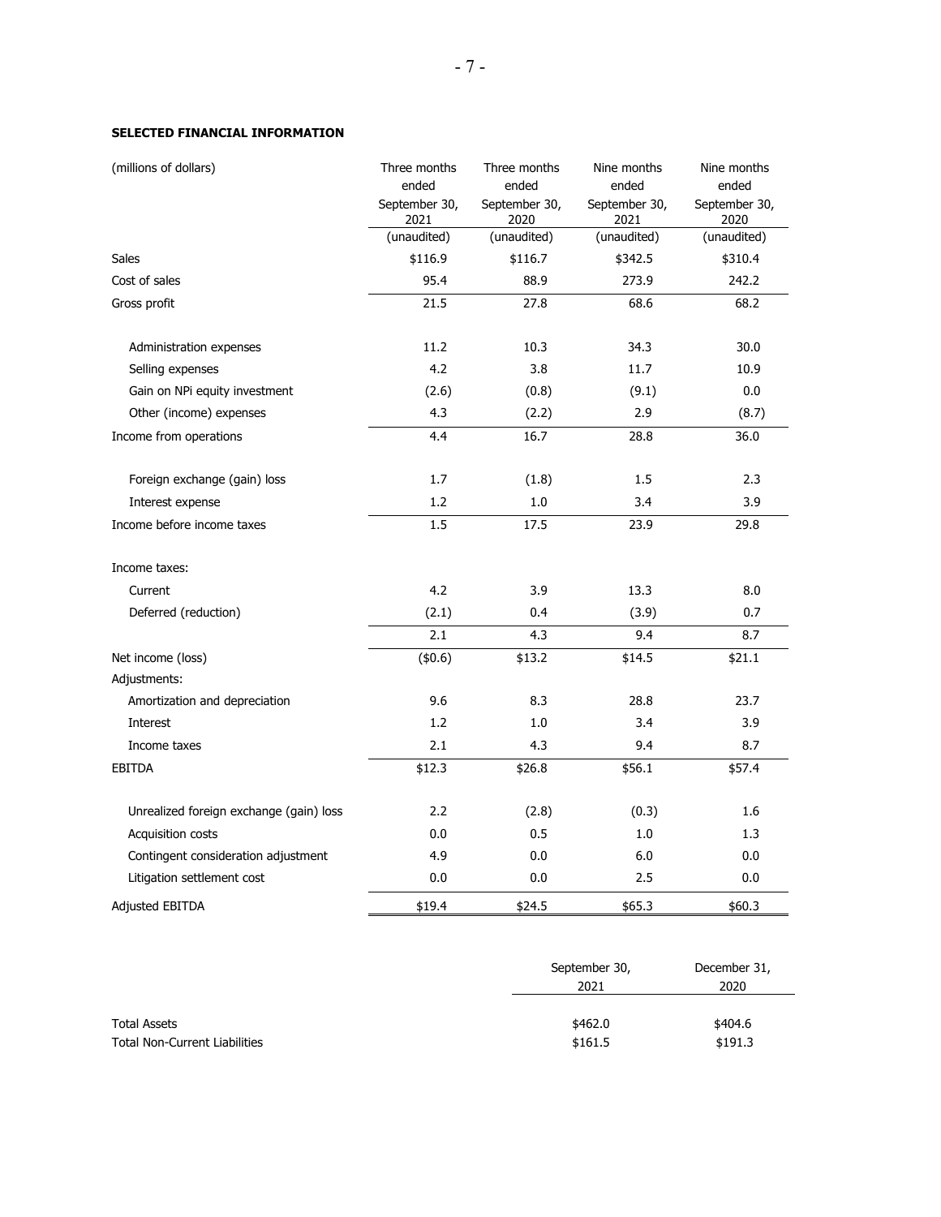**SELECTED FINANCIAL INFORMATION**

| (millions of dollars) | Three months ended September 30, 2021 (unaudited) | Three months ended September 30, 2020 (unaudited) | Nine months ended September 30, 2021 (unaudited) | Nine months ended September 30, 2020 (unaudited) |
|---|---|---|---|---|
| Sales | $116.9 | $116.7 | $342.5 | $310.4 |
| Cost of sales | 95.4 | 88.9 | 273.9 | 242.2 |
| Gross profit | 21.5 | 27.8 | 68.6 | 68.2 |
| | | | | |
| Administration expenses | 11.2 | 10.3 | 34.3 | 30.0 |
| Selling expenses | 4.2 | 3.8 | 11.7 | 10.9 |
| Gain on NPi equity investment | (2.6) | (0.8) | (9.1) | 0.0 |
| Other (income) expenses | 4.3 | (2.2) | 2.9 | (8.7) |
| Income from operations | 4.4 | 16.7 | 28.8 | 36.0 |
| | | | | |
| Foreign exchange (gain) loss | 1.7 | (1.8) | 1.5 | 2.3 |
| Interest expense | 1.2 | 1.0 | 3.4 | 3.9 |
| Income before income taxes | 1.5 | 17.5 | 23.9 | 29.8 |
| | | | | |
| Income taxes: | | | | |
| Current | 4.2 | 3.9 | 13.3 | 8.0 |
| Deferred (reduction) | (2.1) | 0.4 | (3.9) | 0.7 |
| | 2.1 | 4.3 | 9.4 | 8.7 |
| Net income (loss) | ($0.6) | $13.2 | $14.5 | $21.1 |
| Adjustments: | | | | |
| Amortization and depreciation | 9.6 | 8.3 | 28.8 | 23.7 |
| Interest | 1.2 | 1.0 | 3.4 | 3.9 |
| Income taxes | 2.1 | 4.3 | 9.4 | 8.7 |
| EBITDA | $12.3 | $26.8 | $56.1 | $57.4 |
| | | | | |
| Unrealized foreign exchange (gain) loss | 2.2 | (2.8) | (0.3) | 1.6 |
| Acquisition costs | 0.0 | 0.5 | 1.0 | 1.3 |
| Contingent consideration adjustment | 4.9 | 0.0 | 6.0 | 0.0 |
| Litigation settlement cost | 0.0 | 0.0 | 2.5 | 0.0 |
| Adjusted EBITDA | $19.4 | $24.5 | $65.3 | $60.3 |

| | September 30, 2021 | December 31, 2020 |
|---|---|---|
| Total Assets | $462.0 | $404.6 |
| Total Non-Current Liabilities | $161.5 | $191.3 |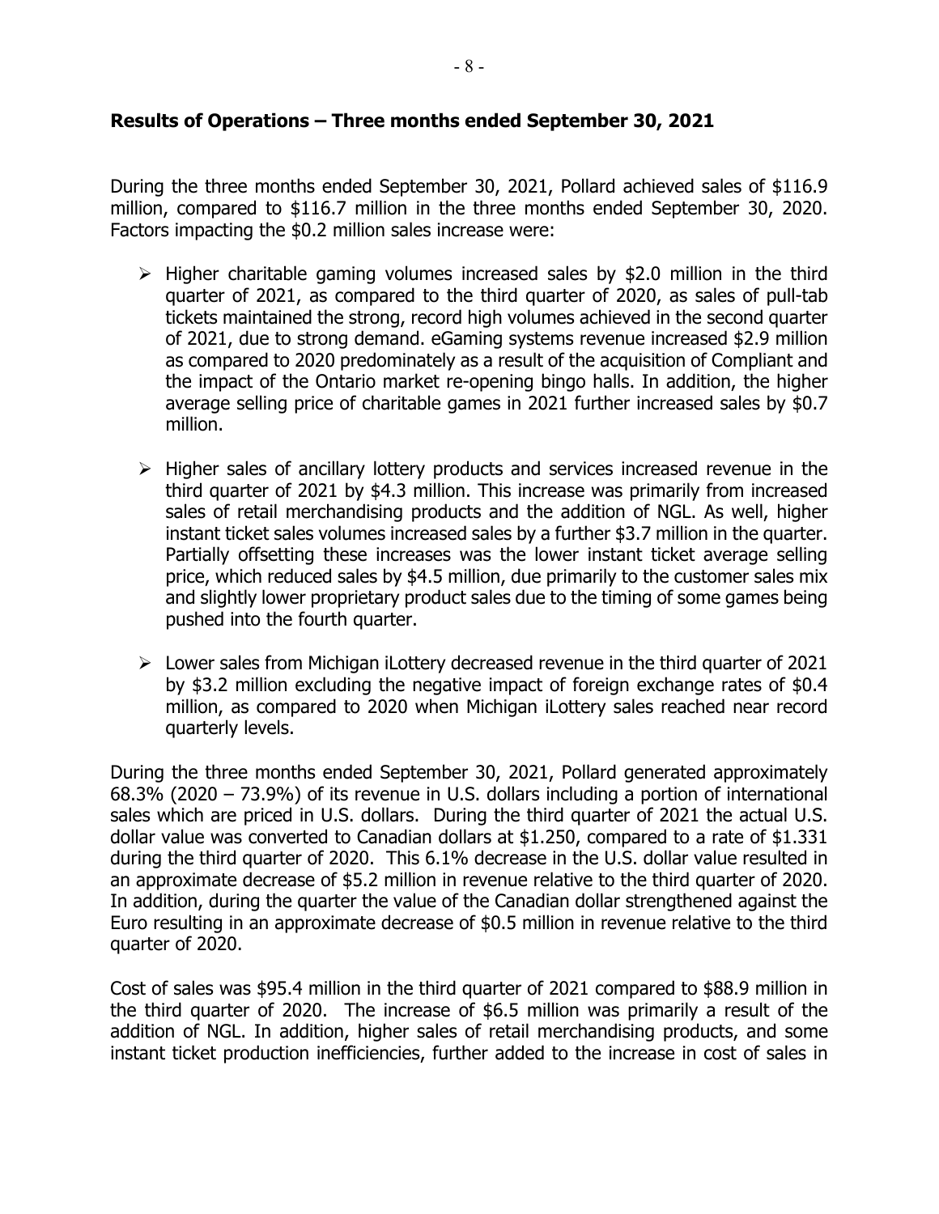**Results of Operations – Three months ended September 30, 2021**

During the three months ended September 30, 2021, Pollard achieved sales of $116.9 million, compared to $116.7 million in the three months ended September 30, 2020. Factors impacting the $0.2 million sales increase were:

- Higher charitable gaming volumes increased sales by $2.0 million in the third quarter of 2021, as compared to the third quarter of 2020, as sales of pull-tab tickets maintained the strong, record high volumes achieved in the second quarter of 2021, due to strong demand. eGaming systems revenue increased $2.9 million as compared to 2020 predominately as a result of the acquisition of Compliant and the impact of the Ontario market re-opening bingo halls. In addition, the higher average selling price of charitable games in 2021 further increased sales by $0.7 million.

- Higher sales of ancillary lottery products and services increased revenue in the third quarter of 2021 by $4.3 million. This increase was primarily from increased sales of retail merchandising products and the addition of NGL. As well, higher instant ticket sales volumes increased sales by a further $3.7 million in the quarter. Partially offsetting these increases was the lower instant ticket average selling price, which reduced sales by $4.5 million, due primarily to the customer sales mix and slightly lower proprietary product sales due to the timing of some games being pushed into the fourth quarter.

- Lower sales from Michigan iLottery decreased revenue in the third quarter of 2021 by $3.2 million excluding the negative impact of foreign exchange rates of $0.4 million, as compared to 2020 when Michigan iLottery sales reached near record quarterly levels.

During the three months ended September 30, 2021, Pollard generated approximately 68.3% (2020 – 73.9%) of its revenue in U.S. dollars including a portion of international sales which are priced in U.S. dollars. During the third quarter of 2021 the actual U.S. dollar value was converted to Canadian dollars at $1.250, compared to a rate of $1.331 during the third quarter of 2020. This 6.1% decrease in the U.S. dollar value resulted in an approximate decrease of $5.2 million in revenue relative to the third quarter of 2020. In addition, during the quarter the value of the Canadian dollar strengthened against the Euro resulting in an approximate decrease of $0.5 million in revenue relative to the third quarter of 2020.

Cost of sales was $95.4 million in the third quarter of 2021 compared to $88.9 million in the third quarter of 2020. The increase of $6.5 million was primarily a result of the addition of NGL. In addition, higher sales of retail merchandising products, and some instant ticket production inefficiencies, further added to the increase in cost of sales in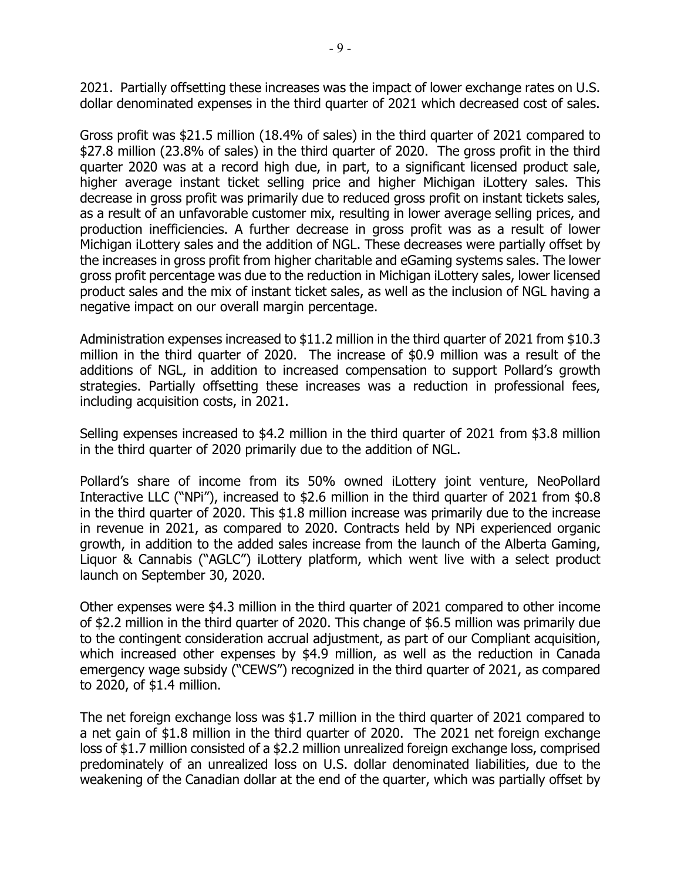2021. Partially offsetting these increases was the impact of lower exchange rates on U.S. dollar denominated expenses in the third quarter of 2021 which decreased cost of sales.

Gross profit was $21.5 million (18.4% of sales) in the third quarter of 2021 compared to $27.8 million (23.8% of sales) in the third quarter of 2020. The gross profit in the third quarter 2020 was at a record high due, in part, to a significant licensed product sale, higher average instant ticket selling price and higher Michigan iLottery sales. This decrease in gross profit was primarily due to reduced gross profit on instant tickets sales, as a result of an unfavorable customer mix, resulting in lower average selling prices, and production inefficiencies. A further decrease in gross profit was as a result of lower Michigan iLottery sales and the addition of NGL. These decreases were partially offset by the increases in gross profit from higher charitable and eGaming systems sales. The lower gross profit percentage was due to the reduction in Michigan iLottery sales, lower licensed product sales and the mix of instant ticket sales, as well as the inclusion of NGL having a negative impact on our overall margin percentage.

Administration expenses increased to $11.2 million in the third quarter of 2021 from $10.3 million in the third quarter of 2020. The increase of $0.9 million was a result of the additions of NGL, in addition to increased compensation to support Pollard's growth strategies. Partially offsetting these increases was a reduction in professional fees, including acquisition costs, in 2021.

Selling expenses increased to $4.2 million in the third quarter of 2021 from $3.8 million in the third quarter of 2020 primarily due to the addition of NGL.

Pollard's share of income from its 50% owned iLottery joint venture, NeoPollard Interactive LLC ("NPi"), increased to $2.6 million in the third quarter of 2021 from $0.8 in the third quarter of 2020. This $1.8 million increase was primarily due to the increase in revenue in 2021, as compared to 2020. Contracts held by NPi experienced organic growth, in addition to the added sales increase from the launch of the Alberta Gaming, Liquor & Cannabis ("AGLC") iLottery platform, which went live with a select product launch on September 30, 2020.

Other expenses were $4.3 million in the third quarter of 2021 compared to other income of $2.2 million in the third quarter of 2020. This change of $6.5 million was primarily due to the contingent consideration accrual adjustment, as part of our Compliant acquisition, which increased other expenses by $4.9 million, as well as the reduction in Canada emergency wage subsidy ("CEWS") recognized in the third quarter of 2021, as compared to 2020, of $1.4 million.

The net foreign exchange loss was $1.7 million in the third quarter of 2021 compared to a net gain of $1.8 million in the third quarter of 2020. The 2021 net foreign exchange loss of $1.7 million consisted of a $2.2 million unrealized foreign exchange loss, comprised predominately of an unrealized loss on U.S. dollar denominated liabilities, due to the weakening of the Canadian dollar at the end of the quarter, which was partially offset by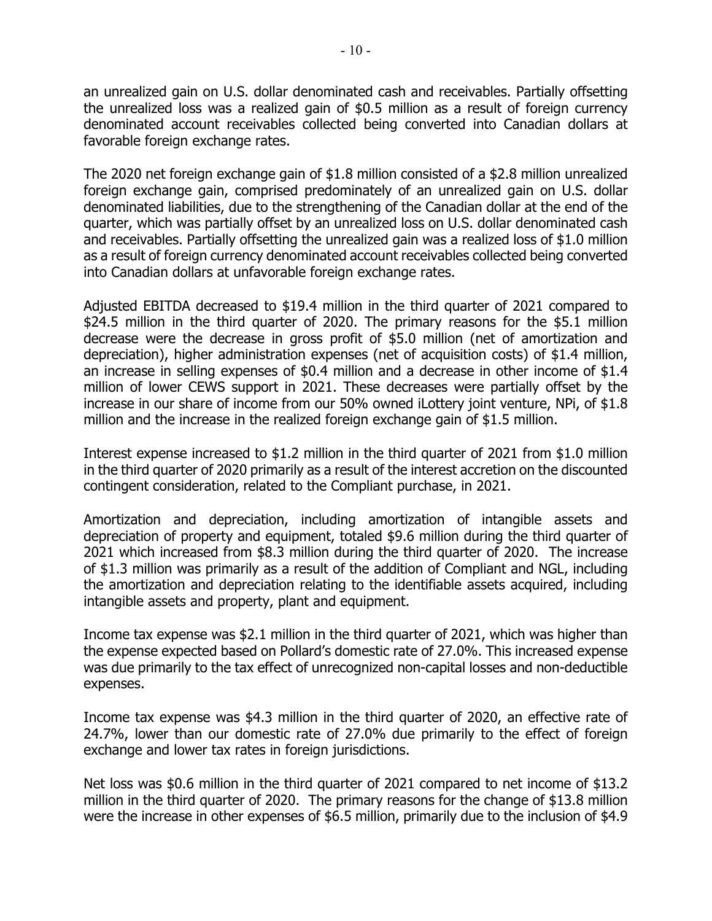an unrealized gain on U.S. dollar denominated cash and receivables. Partially offsetting the unrealized loss was a realized gain of $0.5 million as a result of foreign currency denominated account receivables collected being converted into Canadian dollars at favorable foreign exchange rates.

The 2020 net foreign exchange gain of $1.8 million consisted of a $2.8 million unrealized foreign exchange gain, comprised predominately of an unrealized gain on U.S. dollar denominated liabilities, due to the strengthening of the Canadian dollar at the end of the quarter, which was partially offset by an unrealized loss on U.S. dollar denominated cash and receivables. Partially offsetting the unrealized gain was a realized loss of $1.0 million as a result of foreign currency denominated account receivables collected being converted into Canadian dollars at unfavorable foreign exchange rates.

Adjusted EBITDA decreased to $19.4 million in the third quarter of 2021 compared to $24.5 million in the third quarter of 2020. The primary reasons for the $5.1 million decrease were the decrease in gross profit of $5.0 million (net of amortization and depreciation), higher administration expenses (net of acquisition costs) of $1.4 million, an increase in selling expenses of $0.4 million and a decrease in other income of $1.4 million of lower CEWS support in 2021. These decreases were partially offset by the increase in our share of income from our 50% owned iLottery joint venture, NPi, of $1.8 million and the increase in the realized foreign exchange gain of $1.5 million.

Interest expense increased to $1.2 million in the third quarter of 2021 from $1.0 million in the third quarter of 2020 primarily as a result of the interest accretion on the discounted contingent consideration, related to the Compliant purchase, in 2021.

Amortization and depreciation, including amortization of intangible assets and depreciation of property and equipment, totaled $9.6 million during the third quarter of 2021 which increased from $8.3 million during the third quarter of 2020. The increase of $1.3 million was primarily as a result of the addition of Compliant and NGL, including the amortization and depreciation relating to the identifiable assets acquired, including intangible assets and property, plant and equipment.

Income tax expense was $2.1 million in the third quarter of 2021, which was higher than the expense expected based on Pollard's domestic rate of 27.0%. This increased expense was due primarily to the tax effect of unrecognized non-capital losses and non-deductible expenses.

Income tax expense was $4.3 million in the third quarter of 2020, an effective rate of 24.7%, lower than our domestic rate of 27.0% due primarily to the effect of foreign exchange and lower tax rates in foreign jurisdictions.

Net loss was $0.6 million in the third quarter of 2021 compared to net income of $13.2 million in the third quarter of 2020. The primary reasons for the change of $13.8 million were the increase in other expenses of $6.5 million, primarily due to the inclusion of $4.9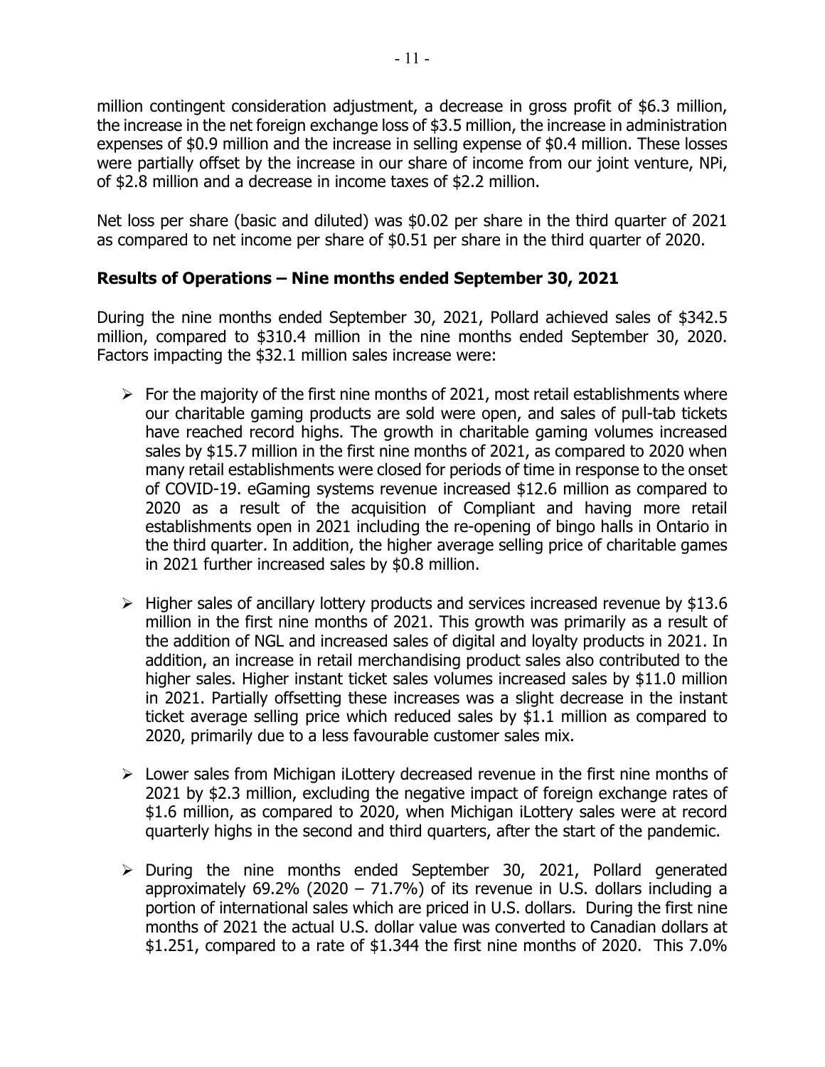million contingent consideration adjustment, a decrease in gross profit of $6.3 million, the increase in the net foreign exchange loss of $3.5 million, the increase in administration expenses of $0.9 million and the increase in selling expense of $0.4 million. These losses were partially offset by the increase in our share of income from our joint venture, NPi, of $2.8 million and a decrease in income taxes of $2.2 million.

Net loss per share (basic and diluted) was $0.02 per share in the third quarter of 2021 as compared to net income per share of $0.51 per share in the third quarter of 2020.

## Results of Operations – Nine months ended September 30, 2021

During the nine months ended September 30, 2021, Pollard achieved sales of $342.5 million, compared to $310.4 million in the nine months ended September 30, 2020. Factors impacting the $32.1 million sales increase were:

- For the majority of the first nine months of 2021, most retail establishments where our charitable gaming products are sold were open, and sales of pull-tab tickets have reached record highs. The growth in charitable gaming volumes increased sales by $15.7 million in the first nine months of 2021, as compared to 2020 when many retail establishments were closed for periods of time in response to the onset of COVID-19. eGaming systems revenue increased $12.6 million as compared to 2020 as a result of the acquisition of Compliant and having more retail establishments open in 2021 including the re-opening of bingo halls in Ontario in the third quarter. In addition, the higher average selling price of charitable games in 2021 further increased sales by $0.8 million.

- Higher sales of ancillary lottery products and services increased revenue by $13.6 million in the first nine months of 2021. This growth was primarily as a result of the addition of NGL and increased sales of digital and loyalty products in 2021. In addition, an increase in retail merchandising product sales also contributed to the higher sales. Higher instant ticket sales volumes increased sales by $11.0 million in 2021. Partially offsetting these increases was a slight decrease in the instant ticket average selling price which reduced sales by $1.1 million as compared to 2020, primarily due to a less favourable customer sales mix.

- Lower sales from Michigan iLottery decreased revenue in the first nine months of 2021 by $2.3 million, excluding the negative impact of foreign exchange rates of $1.6 million, as compared to 2020, when Michigan iLottery sales were at record quarterly highs in the second and third quarters, after the start of the pandemic.

- During the nine months ended September 30, 2021, Pollard generated approximately 69.2% (2020 – 71.7%) of its revenue in U.S. dollars including a portion of international sales which are priced in U.S. dollars. During the first nine months of 2021 the actual U.S. dollar value was converted to Canadian dollars at $1.251, compared to a rate of $1.344 the first nine months of 2020. This 7.0%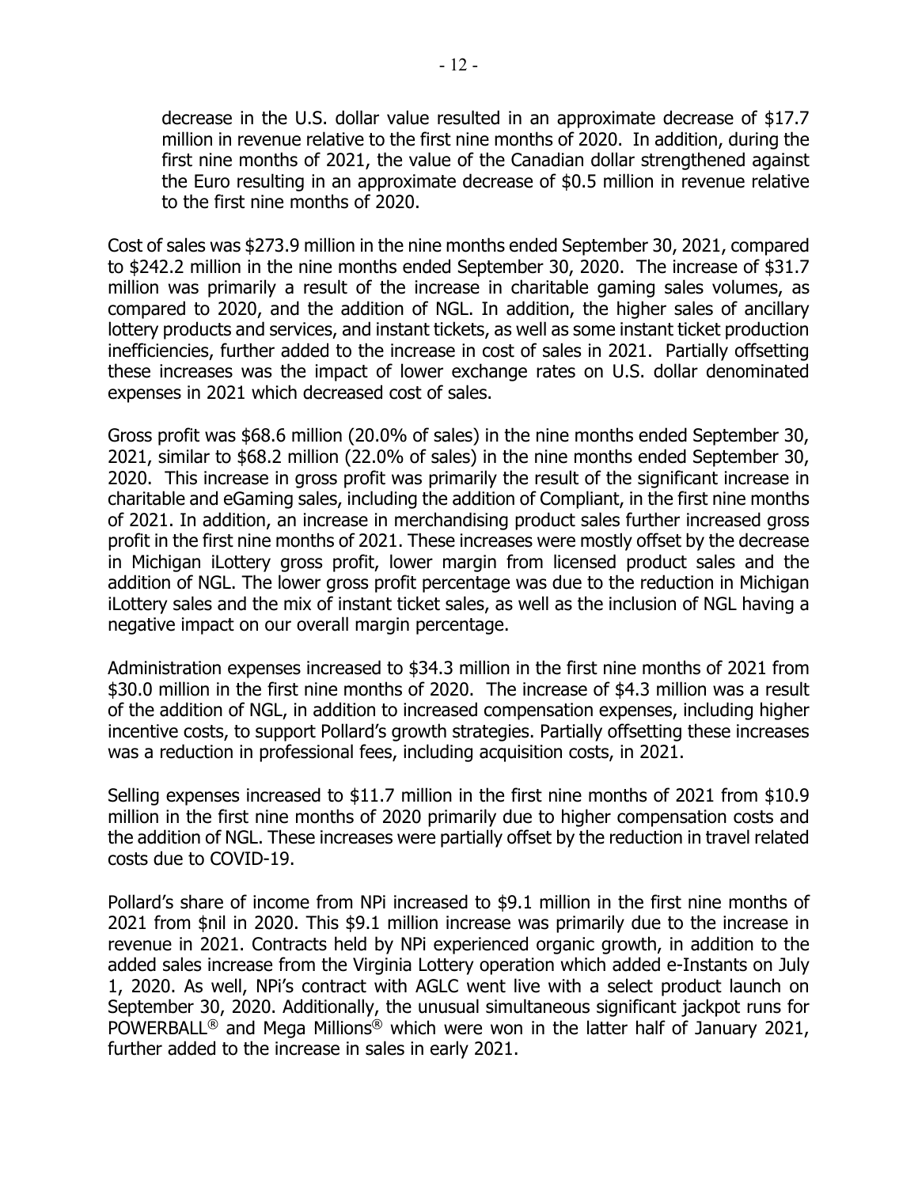decrease in the U.S. dollar value resulted in an approximate decrease of $17.7 million in revenue relative to the first nine months of 2020. In addition, during the first nine months of 2021, the value of the Canadian dollar strengthened against the Euro resulting in an approximate decrease of $0.5 million in revenue relative to the first nine months of 2020.

Cost of sales was $273.9 million in the nine months ended September 30, 2021, compared to $242.2 million in the nine months ended September 30, 2020. The increase of $31.7 million was primarily a result of the increase in charitable gaming sales volumes, as compared to 2020, and the addition of NGL. In addition, the higher sales of ancillary lottery products and services, and instant tickets, as well as some instant ticket production inefficiencies, further added to the increase in cost of sales in 2021. Partially offsetting these increases was the impact of lower exchange rates on U.S. dollar denominated expenses in 2021 which decreased cost of sales.

Gross profit was $68.6 million (20.0% of sales) in the nine months ended September 30, 2021, similar to $68.2 million (22.0% of sales) in the nine months ended September 30, 2020. This increase in gross profit was primarily the result of the significant increase in charitable and eGaming sales, including the addition of Compliant, in the first nine months of 2021. In addition, an increase in merchandising product sales further increased gross profit in the first nine months of 2021. These increases were mostly offset by the decrease in Michigan iLottery gross profit, lower margin from licensed product sales and the addition of NGL. The lower gross profit percentage was due to the reduction in Michigan iLottery sales and the mix of instant ticket sales, as well as the inclusion of NGL having a negative impact on our overall margin percentage.

Administration expenses increased to $34.3 million in the first nine months of 2021 from $30.0 million in the first nine months of 2020. The increase of $4.3 million was a result of the addition of NGL, in addition to increased compensation expenses, including higher incentive costs, to support Pollard's growth strategies. Partially offsetting these increases was a reduction in professional fees, including acquisition costs, in 2021.

Selling expenses increased to $11.7 million in the first nine months of 2021 from $10.9 million in the first nine months of 2020 primarily due to higher compensation costs and the addition of NGL. These increases were partially offset by the reduction in travel related costs due to COVID-19.

Pollard's share of income from NPi increased to $9.1 million in the first nine months of 2021 from $nil in 2020. This $9.1 million increase was primarily due to the increase in revenue in 2021. Contracts held by NPi experienced organic growth, in addition to the added sales increase from the Virginia Lottery operation which added e-Instants on July 1, 2020. As well, NPi's contract with AGLC went live with a select product launch on September 30, 2020. Additionally, the unusual simultaneous significant jackpot runs for POWERBALL® and Mega Millions® which were won in the latter half of January 2021, further added to the increase in sales in early 2021.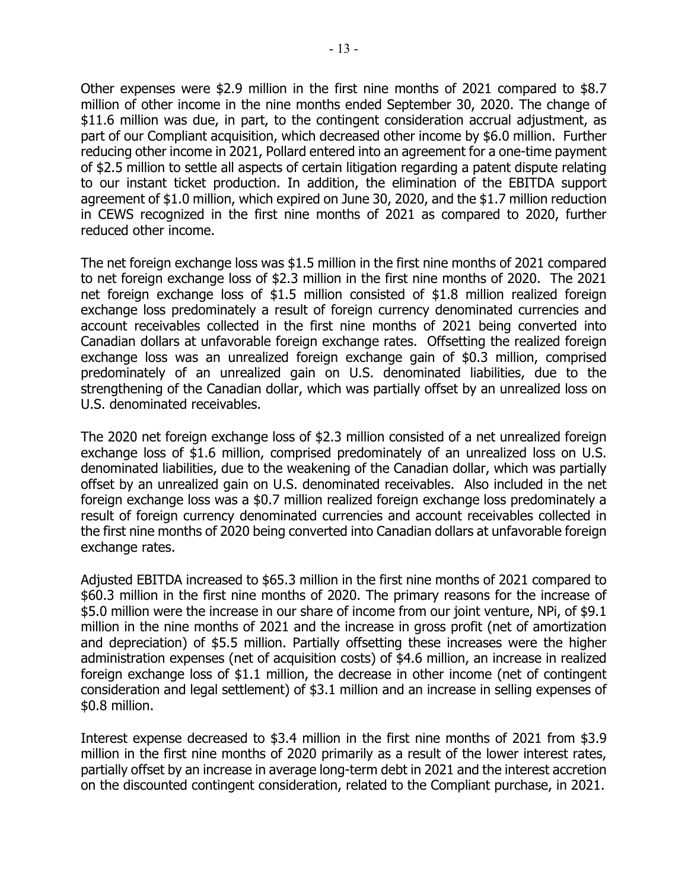Other expenses were $2.9 million in the first nine months of 2021 compared to $8.7 million of other income in the nine months ended September 30, 2020. The change of $11.6 million was due, in part, to the contingent consideration accrual adjustment, as part of our Compliant acquisition, which decreased other income by $6.0 million. Further reducing other income in 2021, Pollard entered into an agreement for a one-time payment of $2.5 million to settle all aspects of certain litigation regarding a patent dispute relating to our instant ticket production. In addition, the elimination of the EBITDA support agreement of $1.0 million, which expired on June 30, 2020, and the $1.7 million reduction in CEWS recognized in the first nine months of 2021 as compared to 2020, further reduced other income.

The net foreign exchange loss was $1.5 million in the first nine months of 2021 compared to net foreign exchange loss of $2.3 million in the first nine months of 2020. The 2021 net foreign exchange loss of $1.5 million consisted of $1.8 million realized foreign exchange loss predominately a result of foreign currency denominated currencies and account receivables collected in the first nine months of 2021 being converted into Canadian dollars at unfavorable foreign exchange rates. Offsetting the realized foreign exchange loss was an unrealized foreign exchange gain of $0.3 million, comprised predominately of an unrealized gain on U.S. denominated liabilities, due to the strengthening of the Canadian dollar, which was partially offset by an unrealized loss on U.S. denominated receivables.

The 2020 net foreign exchange loss of $2.3 million consisted of a net unrealized foreign exchange loss of $1.6 million, comprised predominately of an unrealized loss on U.S. denominated liabilities, due to the weakening of the Canadian dollar, which was partially offset by an unrealized gain on U.S. denominated receivables. Also included in the net foreign exchange loss was a $0.7 million realized foreign exchange loss predominately a result of foreign currency denominated currencies and account receivables collected in the first nine months of 2020 being converted into Canadian dollars at unfavorable foreign exchange rates.

Adjusted EBITDA increased to $65.3 million in the first nine months of 2021 compared to $60.3 million in the first nine months of 2020. The primary reasons for the increase of $5.0 million were the increase in our share of income from our joint venture, NPi, of $9.1 million in the nine months of 2021 and the increase in gross profit (net of amortization and depreciation) of $5.5 million. Partially offsetting these increases were the higher administration expenses (net of acquisition costs) of $4.6 million, an increase in realized foreign exchange loss of $1.1 million, the decrease in other income (net of contingent consideration and legal settlement) of $3.1 million and an increase in selling expenses of $0.8 million.

Interest expense decreased to $3.4 million in the first nine months of 2021 from $3.9 million in the first nine months of 2020 primarily as a result of the lower interest rates, partially offset by an increase in average long-term debt in 2021 and the interest accretion on the discounted contingent consideration, related to the Compliant purchase, in 2021.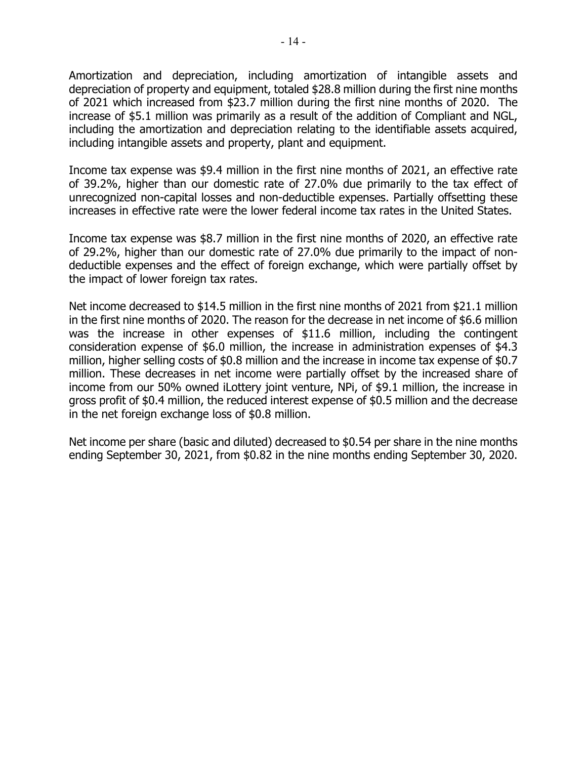Amortization and depreciation, including amortization of intangible assets and depreciation of property and equipment, totaled $28.8 million during the first nine months of 2021 which increased from $23.7 million during the first nine months of 2020. The increase of $5.1 million was primarily as a result of the addition of Compliant and NGL, including the amortization and depreciation relating to the identifiable assets acquired, including intangible assets and property, plant and equipment.

Income tax expense was $9.4 million in the first nine months of 2021, an effective rate of 39.2%, higher than our domestic rate of 27.0% due primarily to the tax effect of unrecognized non-capital losses and non-deductible expenses. Partially offsetting these increases in effective rate were the lower federal income tax rates in the United States.

Income tax expense was $8.7 million in the first nine months of 2020, an effective rate of 29.2%, higher than our domestic rate of 27.0% due primarily to the impact of non-deductible expenses and the effect of foreign exchange, which were partially offset by the impact of lower foreign tax rates.

Net income decreased to $14.5 million in the first nine months of 2021 from $21.1 million in the first nine months of 2020. The reason for the decrease in net income of $6.6 million was the increase in other expenses of $11.6 million, including the contingent consideration expense of $6.0 million, the increase in administration expenses of $4.3 million, higher selling costs of $0.8 million and the increase in income tax expense of $0.7 million. These decreases in net income were partially offset by the increased share of income from our 50% owned iLottery joint venture, NPi, of $9.1 million, the increase in gross profit of $0.4 million, the reduced interest expense of $0.5 million and the decrease in the net foreign exchange loss of $0.8 million.

Net income per share (basic and diluted) decreased to $0.54 per share in the nine months ending September 30, 2021, from $0.82 in the nine months ending September 30, 2020.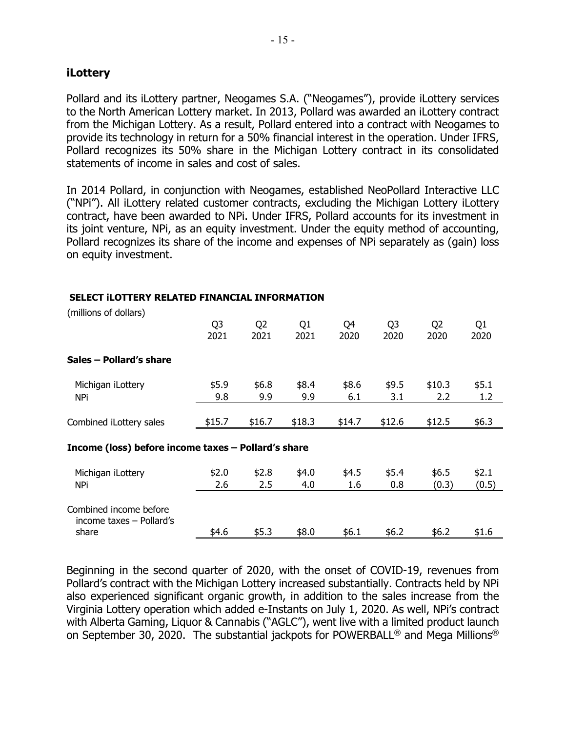## iLottery

Pollard and its iLottery partner, Neogames S.A. ("Neogames"), provide iLottery services to the North American Lottery market. In 2013, Pollard was awarded an iLottery contract from the Michigan Lottery. As a result, Pollard entered into a contract with Neogames to provide its technology in return for a 50% financial interest in the operation. Under IFRS, Pollard recognizes its 50% share in the Michigan Lottery contract in its consolidated statements of income in sales and cost of sales.

In 2014 Pollard, in conjunction with Neogames, established NeoPollard Interactive LLC ("NPi"). All iLottery related customer contracts, excluding the Michigan Lottery iLottery contract, have been awarded to NPi. Under IFRS, Pollard accounts for its investment in its joint venture, NPi, as an equity investment. Under the equity method of accounting, Pollard recognizes its share of the income and expenses of NPi separately as (gain) loss on equity investment.

**SELECT iLOTTERY RELATED FINANCIAL INFORMATION**

(millions of dollars)

| | Q3 2021 | Q2 2021 | Q1 2021 | Q4 2020 | Q3 2020 | Q2 2020 | Q1 2020 |
|---|---|---|---|---|---|---|---|
| **Sales – Pollard's share** | | | | | | | |
| Michigan iLottery | $5.9 | $6.8 | $8.4 | $8.6 | $9.5 | $10.3 | $5.1 |
| NPi | 9.8 | 9.9 | 9.9 | 6.1 | 3.1 | 2.2 | 1.2 |
| Combined iLottery sales | $15.7 | $16.7 | $18.3 | $14.7 | $12.6 | $12.5 | $6.3 |
| **Income (loss) before income taxes – Pollard's share** | | | | | | | |
| Michigan iLottery | $2.0 | $2.8 | $4.0 | $4.5 | $5.4 | $6.5 | $2.1 |
| NPi | 2.6 | 2.5 | 4.0 | 1.6 | 0.8 | (0.3) | (0.5) |
| Combined income before income taxes – Pollard's share | $4.6 | $5.3 | $8.0 | $6.1 | $6.2 | $6.2 | $1.6 |

Beginning in the second quarter of 2020, with the onset of COVID-19, revenues from Pollard's contract with the Michigan Lottery increased substantially. Contracts held by NPi also experienced significant organic growth, in addition to the sales increase from the Virginia Lottery operation which added e-Instants on July 1, 2020. As well, NPi's contract with Alberta Gaming, Liquor & Cannabis ("AGLC"), went live with a limited product launch on September 30, 2020. The substantial jackpots for POWERBALL® and Mega Millions®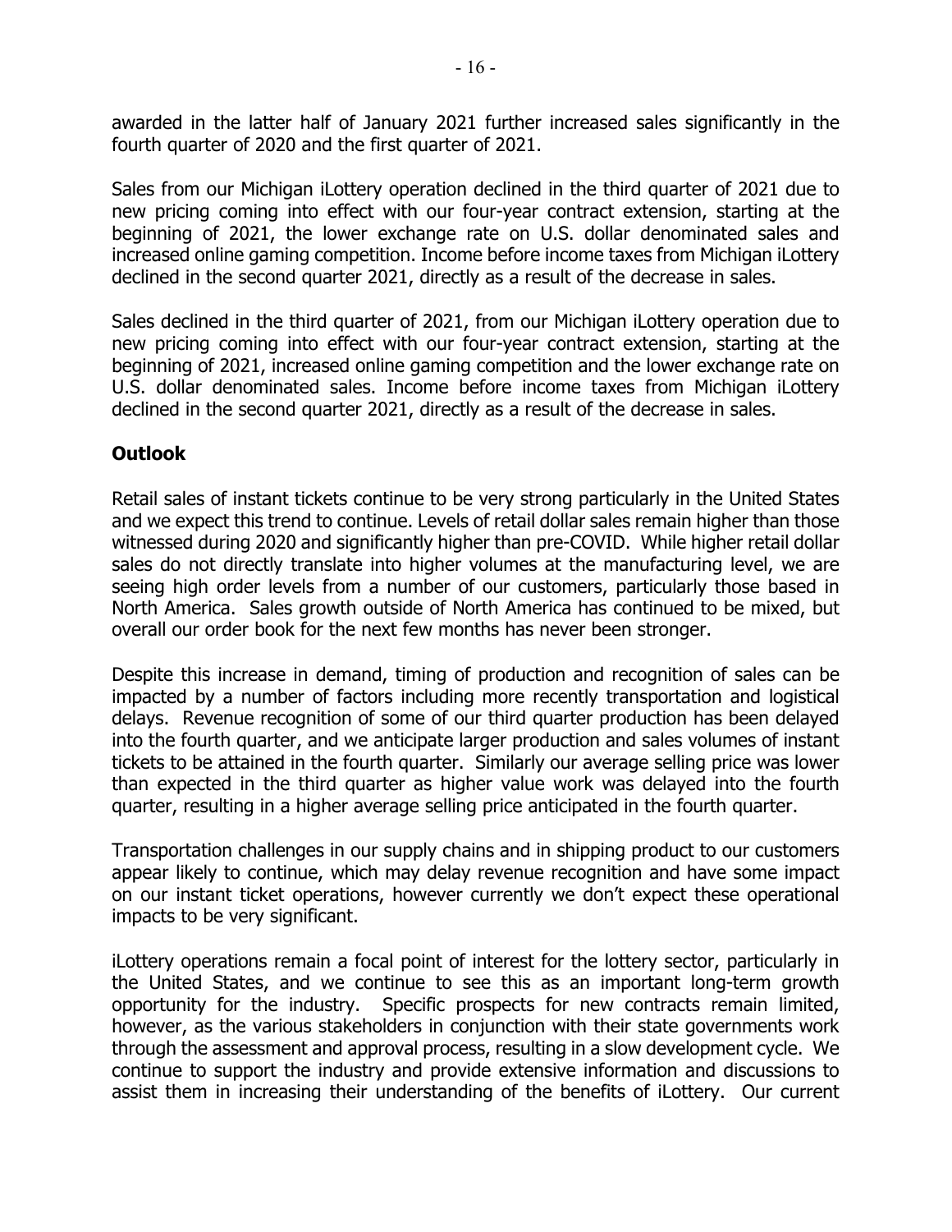awarded in the latter half of January 2021 further increased sales significantly in the fourth quarter of 2020 and the first quarter of 2021.

Sales from our Michigan iLottery operation declined in the third quarter of 2021 due to new pricing coming into effect with our four-year contract extension, starting at the beginning of 2021, the lower exchange rate on U.S. dollar denominated sales and increased online gaming competition. Income before income taxes from Michigan iLottery declined in the second quarter 2021, directly as a result of the decrease in sales.

Sales declined in the third quarter of 2021, from our Michigan iLottery operation due to new pricing coming into effect with our four-year contract extension, starting at the beginning of 2021, increased online gaming competition and the lower exchange rate on U.S. dollar denominated sales. Income before income taxes from Michigan iLottery declined in the second quarter 2021, directly as a result of the decrease in sales.

## Outlook

Retail sales of instant tickets continue to be very strong particularly in the United States and we expect this trend to continue. Levels of retail dollar sales remain higher than those witnessed during 2020 and significantly higher than pre-COVID. While higher retail dollar sales do not directly translate into higher volumes at the manufacturing level, we are seeing high order levels from a number of our customers, particularly those based in North America. Sales growth outside of North America has continued to be mixed, but overall our order book for the next few months has never been stronger.

Despite this increase in demand, timing of production and recognition of sales can be impacted by a number of factors including more recently transportation and logistical delays. Revenue recognition of some of our third quarter production has been delayed into the fourth quarter, and we anticipate larger production and sales volumes of instant tickets to be attained in the fourth quarter. Similarly our average selling price was lower than expected in the third quarter as higher value work was delayed into the fourth quarter, resulting in a higher average selling price anticipated in the fourth quarter.

Transportation challenges in our supply chains and in shipping product to our customers appear likely to continue, which may delay revenue recognition and have some impact on our instant ticket operations, however currently we don't expect these operational impacts to be very significant.

iLottery operations remain a focal point of interest for the lottery sector, particularly in the United States, and we continue to see this as an important long-term growth opportunity for the industry. Specific prospects for new contracts remain limited, however, as the various stakeholders in conjunction with their state governments work through the assessment and approval process, resulting in a slow development cycle. We continue to support the industry and provide extensive information and discussions to assist them in increasing their understanding of the benefits of iLottery. Our current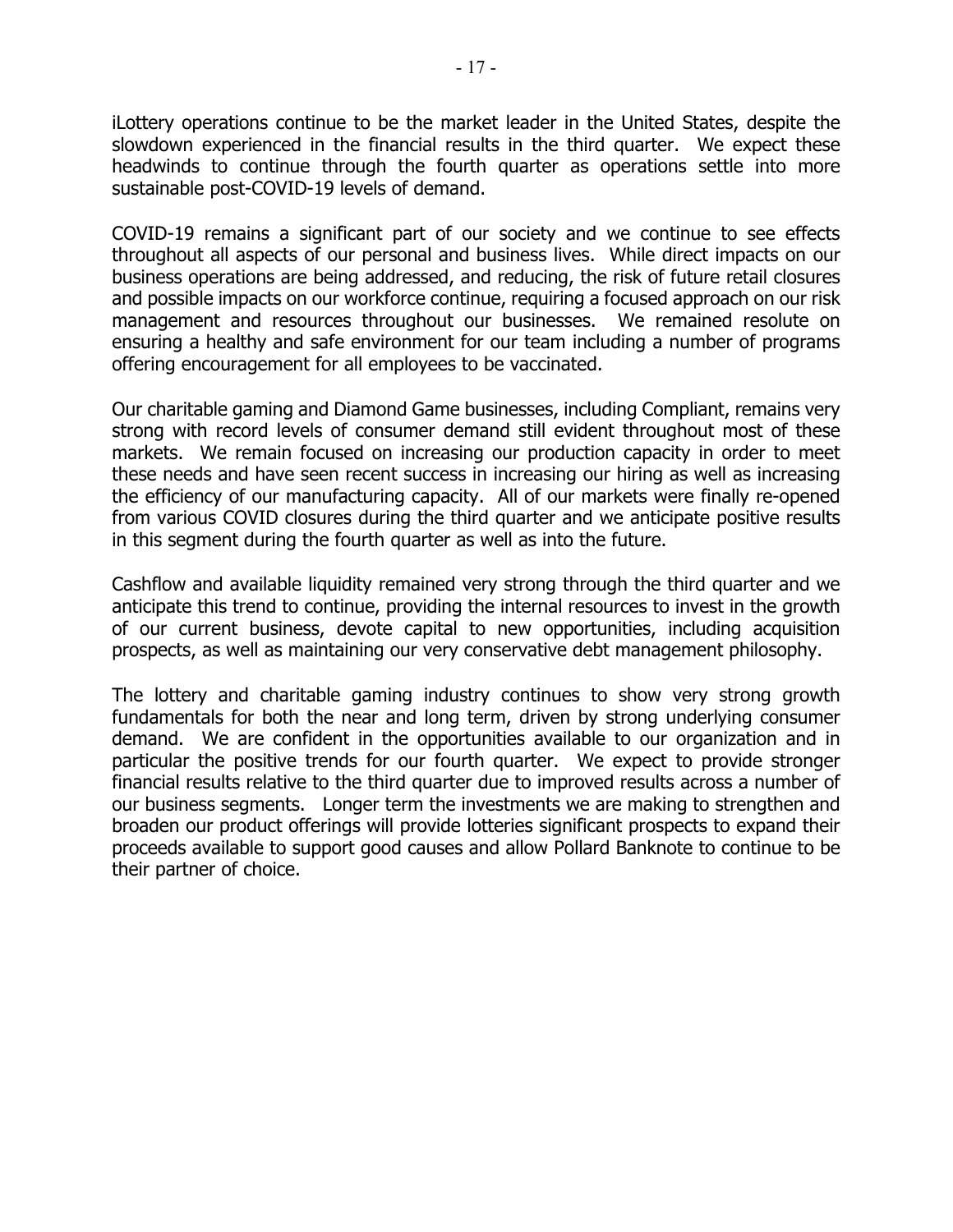iLottery operations continue to be the market leader in the United States, despite the slowdown experienced in the financial results in the third quarter. We expect these headwinds to continue through the fourth quarter as operations settle into more sustainable post-COVID-19 levels of demand.

COVID-19 remains a significant part of our society and we continue to see effects throughout all aspects of our personal and business lives. While direct impacts on our business operations are being addressed, and reducing, the risk of future retail closures and possible impacts on our workforce continue, requiring a focused approach on our risk management and resources throughout our businesses. We remained resolute on ensuring a healthy and safe environment for our team including a number of programs offering encouragement for all employees to be vaccinated.

Our charitable gaming and Diamond Game businesses, including Compliant, remains very strong with record levels of consumer demand still evident throughout most of these markets. We remain focused on increasing our production capacity in order to meet these needs and have seen recent success in increasing our hiring as well as increasing the efficiency of our manufacturing capacity. All of our markets were finally re-opened from various COVID closures during the third quarter and we anticipate positive results in this segment during the fourth quarter as well as into the future.

Cashflow and available liquidity remained very strong through the third quarter and we anticipate this trend to continue, providing the internal resources to invest in the growth of our current business, devote capital to new opportunities, including acquisition prospects, as well as maintaining our very conservative debt management philosophy.

The lottery and charitable gaming industry continues to show very strong growth fundamentals for both the near and long term, driven by strong underlying consumer demand. We are confident in the opportunities available to our organization and in particular the positive trends for our fourth quarter. We expect to provide stronger financial results relative to the third quarter due to improved results across a number of our business segments. Longer term the investments we are making to strengthen and broaden our product offerings will provide lotteries significant prospects to expand their proceeds available to support good causes and allow Pollard Banknote to continue to be their partner of choice.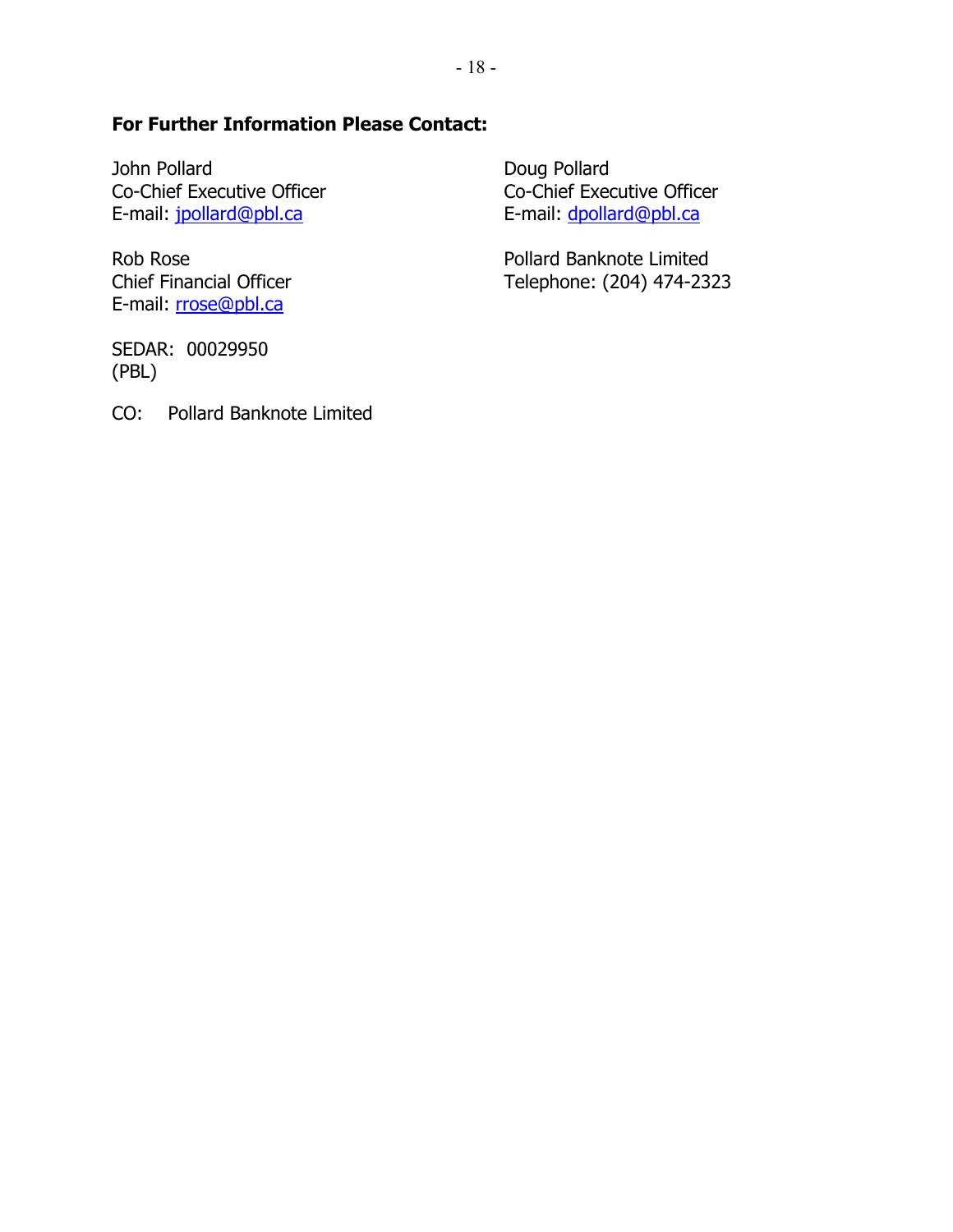**For Further Information Please Contact:**

John Pollard
Co-Chief Executive Officer
E-mail: jpollard@pbl.ca

Doug Pollard
Co-Chief Executive Officer
E-mail: dpollard@pbl.ca

Rob Rose
Chief Financial Officer
E-mail: rrose@pbl.ca

Pollard Banknote Limited
Telephone: (204) 474-2323

SEDAR: 00029950
(PBL)

CO: Pollard Banknote Limited